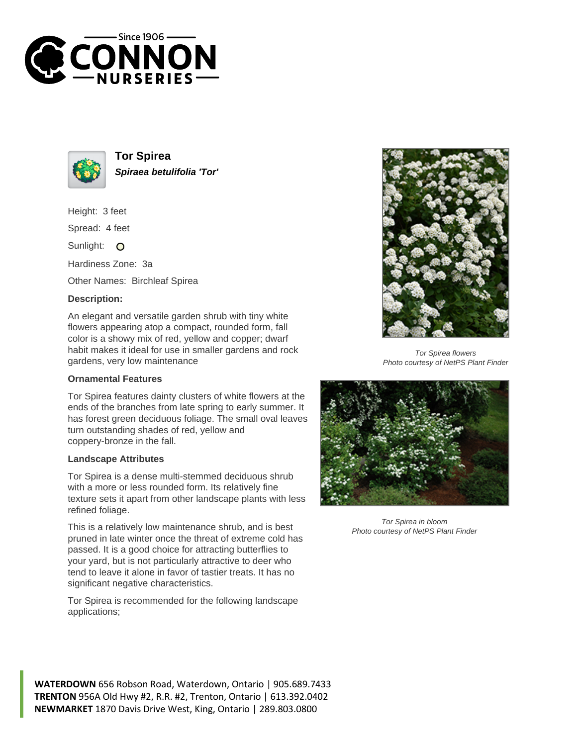# Tor Spirea

***Spiraea betulifolia 'Tor'***

Height: 3 feet

Spread: 4 feet

Sunlight:

Hardiness Zone: 3a

Other Names: Birchleaf Spirea

### Description:

An elegant and versatile garden shrub with tiny white flowers appearing atop a compact, rounded form, fall color is a showy mix of red, yellow and copper; dwarf habit makes it ideal for use in smaller gardens and rock gardens, very low maintenance

### Ornamental Features

Tor Spirea features dainty clusters of white flowers at the ends of the branches from late spring to early summer. It has forest green deciduous foliage. The small oval leaves turn outstanding shades of red, yellow and coppery-bronze in the fall.

### Landscape Attributes

Tor Spirea is a dense multi-stemmed deciduous shrub with a more or less rounded form. Its relatively fine texture sets it apart from other landscape plants with less refined foliage.

This is a relatively low maintenance shrub, and is best pruned in late winter once the threat of extreme cold has passed. It is a good choice for attracting butterflies to your yard, but is not particularly attractive to deer who tend to leave it alone in favor of tastier treats. It has no significant negative characteristics.

Tor Spirea is recommended for the following landscape applications;

*Tor Spirea flowers*
*Photo courtesy of NetPS Plant Finder*

*Tor Spirea in bloom*
*Photo courtesy of NetPS Plant Finder*

**WATERDOWN** 656 Robson Road, Waterdown, Ontario | 905.689.7433
**TRENTON** 956A Old Hwy #2, R.R. #2, Trenton, Ontario | 613.392.0402
**NEWMARKET** 1870 Davis Drive West, King, Ontario | 289.803.0800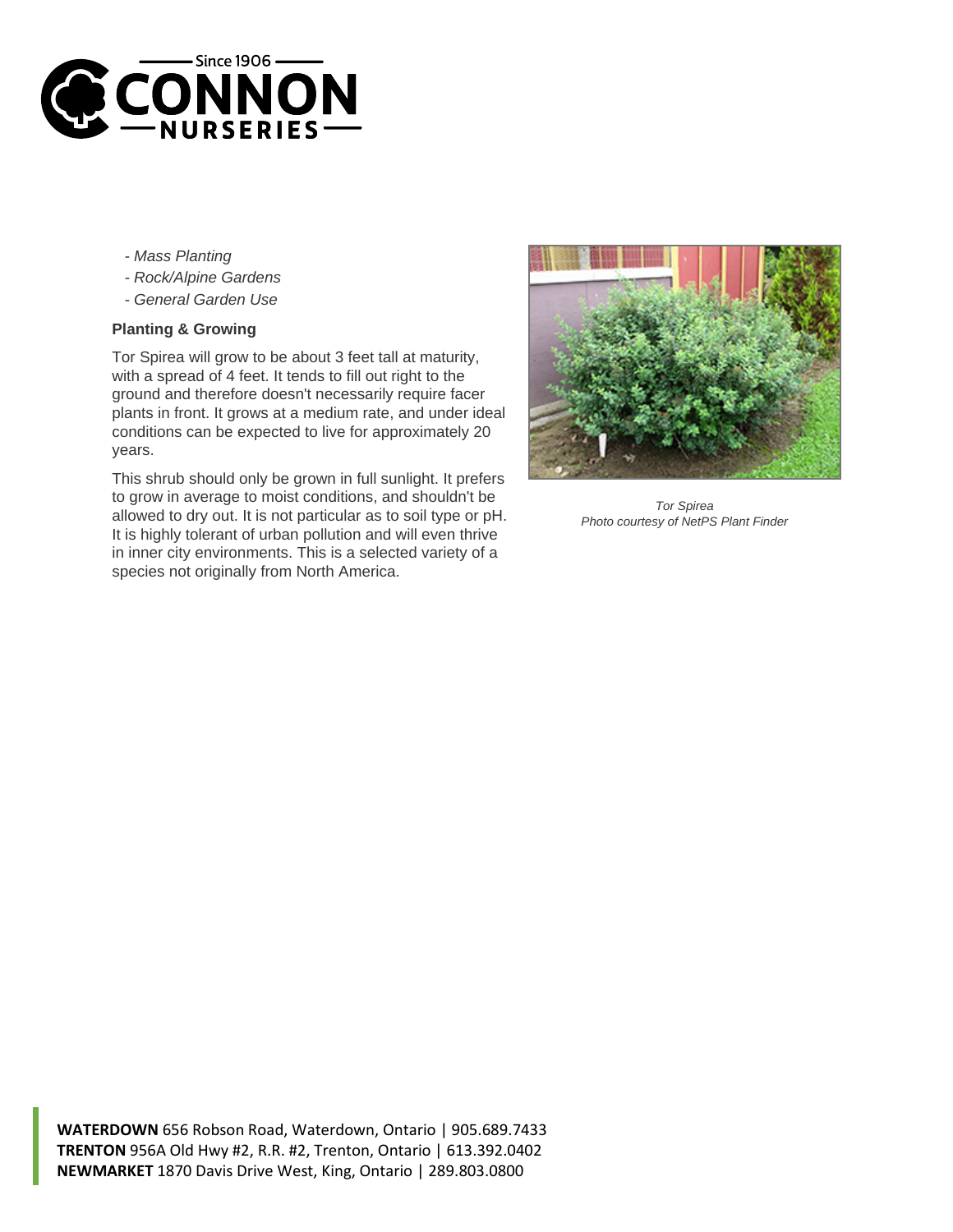- *Mass Planting*
- *Rock/Alpine Gardens*
- *General Garden Use*

**Planting & Growing**

Tor Spirea will grow to be about 3 feet tall at maturity, with a spread of 4 feet. It tends to fill out right to the ground and therefore doesn't necessarily require facer plants in front. It grows at a medium rate, and under ideal conditions can be expected to live for approximately 20 years.

This shrub should only be grown in full sunlight. It prefers to grow in average to moist conditions, and shouldn't be allowed to dry out. It is not particular as to soil type or pH. It is highly tolerant of urban pollution and will even thrive in inner city environments. This is a selected variety of a species not originally from North America.

*Tor Spirea*
*Photo courtesy of NetPS Plant Finder*

**WATERDOWN** 656 Robson Road, Waterdown, Ontario | 905.689.7433
**TRENTON** 956A Old Hwy #2, R.R. #2, Trenton, Ontario | 613.392.0402
**NEWMARKET** 1870 Davis Drive West, King, Ontario | 289.803.0800